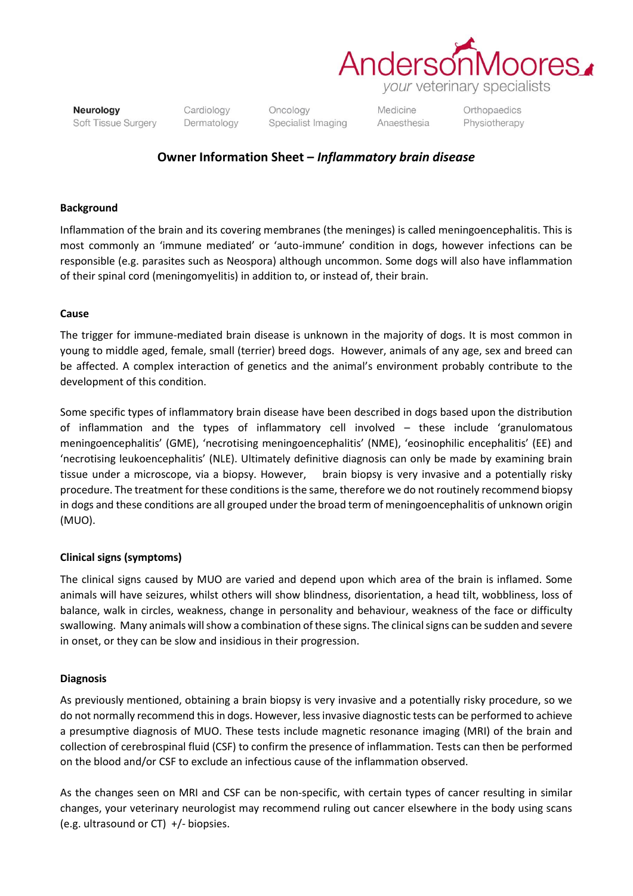# Owner Information Sheet – *Inflammatory brain disease*

### Background

Inflammation of the brain and its covering membranes (the meninges) is called meningoencephalitis. This is most commonly an 'immune mediated' or 'auto-immune' condition in dogs, however infections can be responsible (e.g. parasites such as Neospora) although uncommon. Some dogs will also have inflammation of their spinal cord (meningomyelitis) in addition to, or instead of, their brain.

### Cause

The trigger for immune-mediated brain disease is unknown in the majority of dogs. It is most common in young to middle aged, female, small (terrier) breed dogs. However, animals of any age, sex and breed can be affected. A complex interaction of genetics and the animal's environment probably contribute to the development of this condition.

Some specific types of inflammatory brain disease have been described in dogs based upon the distribution of inflammation and the types of inflammatory cell involved – these include 'granulomatous meningoencephalitis' (GME), 'necrotising meningoencephalitis' (NME), 'eosinophilic encephalitis' (EE) and 'necrotising leukoencephalitis' (NLE). Ultimately definitive diagnosis can only be made by examining brain tissue under a microscope, via a biopsy. However, brain biopsy is very invasive and a potentially risky procedure. The treatment for these conditions is the same, therefore we do not routinely recommend biopsy in dogs and these conditions are all grouped under the broad term of meningoencephalitis of unknown origin (MUO).

### Clinical signs (symptoms)

The clinical signs caused by MUO are varied and depend upon which area of the brain is inflamed. Some animals will have seizures, whilst others will show blindness, disorientation, a head tilt, wobbliness, loss of balance, walk in circles, weakness, change in personality and behaviour, weakness of the face or difficulty swallowing. Many animals will show a combination of these signs. The clinical signs can be sudden and severe in onset, or they can be slow and insidious in their progression.

### Diagnosis

As previously mentioned, obtaining a brain biopsy is very invasive and a potentially risky procedure, so we do not normally recommend this in dogs. However, less invasive diagnostic tests can be performed to achieve a presumptive diagnosis of MUO. These tests include magnetic resonance imaging (MRI) of the brain and collection of cerebrospinal fluid (CSF) to confirm the presence of inflammation. Tests can then be performed on the blood and/or CSF to exclude an infectious cause of the inflammation observed.

As the changes seen on MRI and CSF can be non-specific, with certain types of cancer resulting in similar changes, your veterinary neurologist may recommend ruling out cancer elsewhere in the body using scans (e.g. ultrasound or CT) +/- biopsies.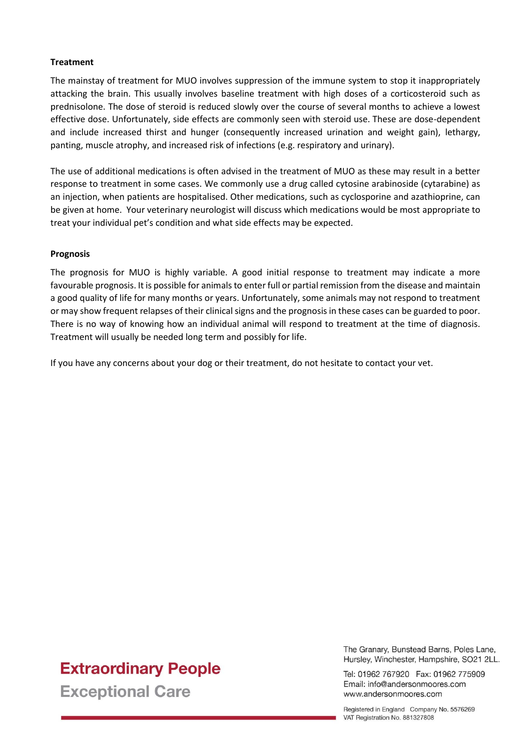**Treatment**

The mainstay of treatment for MUO involves suppression of the immune system to stop it inappropriately attacking the brain. This usually involves baseline treatment with high doses of a corticosteroid such as prednisolone. The dose of steroid is reduced slowly over the course of several months to achieve a lowest effective dose. Unfortunately, side effects are commonly seen with steroid use. These are dose-dependent and include increased thirst and hunger (consequently increased urination and weight gain), lethargy, panting, muscle atrophy, and increased risk of infections (e.g. respiratory and urinary).

The use of additional medications is often advised in the treatment of MUO as these may result in a better response to treatment in some cases. We commonly use a drug called cytosine arabinoside (cytarabine) as an injection, when patients are hospitalised. Other medications, such as cyclosporine and azathioprine, can be given at home. Your veterinary neurologist will discuss which medications would be most appropriate to treat your individual pet's condition and what side effects may be expected.

**Prognosis**

The prognosis for MUO is highly variable. A good initial response to treatment may indicate a more favourable prognosis. It is possible for animals to enter full or partial remission from the disease and maintain a good quality of life for many months or years. Unfortunately, some animals may not respond to treatment or may show frequent relapses of their clinical signs and the prognosis in these cases can be guarded to poor. There is no way of knowing how an individual animal will respond to treatment at the time of diagnosis. Treatment will usually be needed long term and possibly for life.

If you have any concerns about your dog or their treatment, do not hesitate to contact your vet.